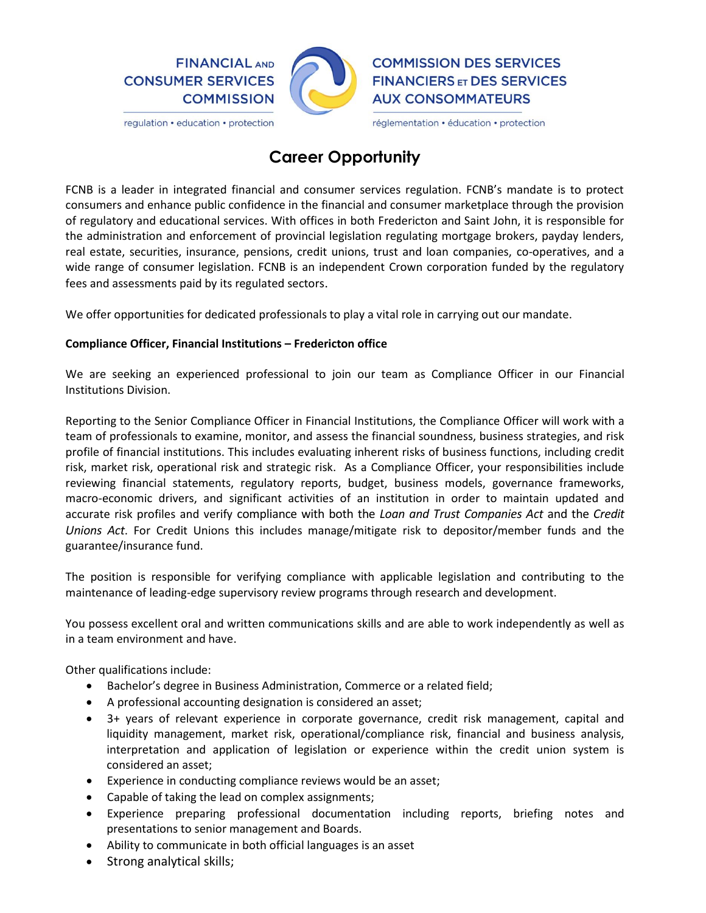FINANCIAL AND CONSUMER SERVICES COMMISSION

regulation • education • protection

COMMISSION DES SERVICES FINANCIERS ET DES SERVICES AUX CONSOMMATEURS

réglementation • éducation • protection

# Career Opportunity

FCNB is a leader in integrated financial and consumer services regulation. FCNB's mandate is to protect consumers and enhance public confidence in the financial and consumer marketplace through the provision of regulatory and educational services. With offices in both Fredericton and Saint John, it is responsible for the administration and enforcement of provincial legislation regulating mortgage brokers, payday lenders, real estate, securities, insurance, pensions, credit unions, trust and loan companies, co-operatives, and a wide range of consumer legislation. FCNB is an independent Crown corporation funded by the regulatory fees and assessments paid by its regulated sectors.

We offer opportunities for dedicated professionals to play a vital role in carrying out our mandate.

**Compliance Officer, Financial Institutions – Fredericton office**

We are seeking an experienced professional to join our team as Compliance Officer in our Financial Institutions Division.

Reporting to the Senior Compliance Officer in Financial Institutions, the Compliance Officer will work with a team of professionals to examine, monitor, and assess the financial soundness, business strategies, and risk profile of financial institutions. This includes evaluating inherent risks of business functions, including credit risk, market risk, operational risk and strategic risk. As a Compliance Officer, your responsibilities include reviewing financial statements, regulatory reports, budget, business models, governance frameworks, macro-economic drivers, and significant activities of an institution in order to maintain updated and accurate risk profiles and verify compliance with both the *Loan and Trust Companies Act* and the *Credit Unions Act*. For Credit Unions this includes manage/mitigate risk to depositor/member funds and the guarantee/insurance fund.

The position is responsible for verifying compliance with applicable legislation and contributing to the maintenance of leading-edge supervisory review programs through research and development.

You possess excellent oral and written communications skills and are able to work independently as well as in a team environment and have.

Other qualifications include:

- Bachelor's degree in Business Administration, Commerce or a related field;
- A professional accounting designation is considered an asset;
- 3+ years of relevant experience in corporate governance, credit risk management, capital and liquidity management, market risk, operational/compliance risk, financial and business analysis, interpretation and application of legislation or experience within the credit union system is considered an asset;
- Experience in conducting compliance reviews would be an asset;
- Capable of taking the lead on complex assignments;
- Experience preparing professional documentation including reports, briefing notes and presentations to senior management and Boards.
- Ability to communicate in both official languages is an asset
- Strong analytical skills;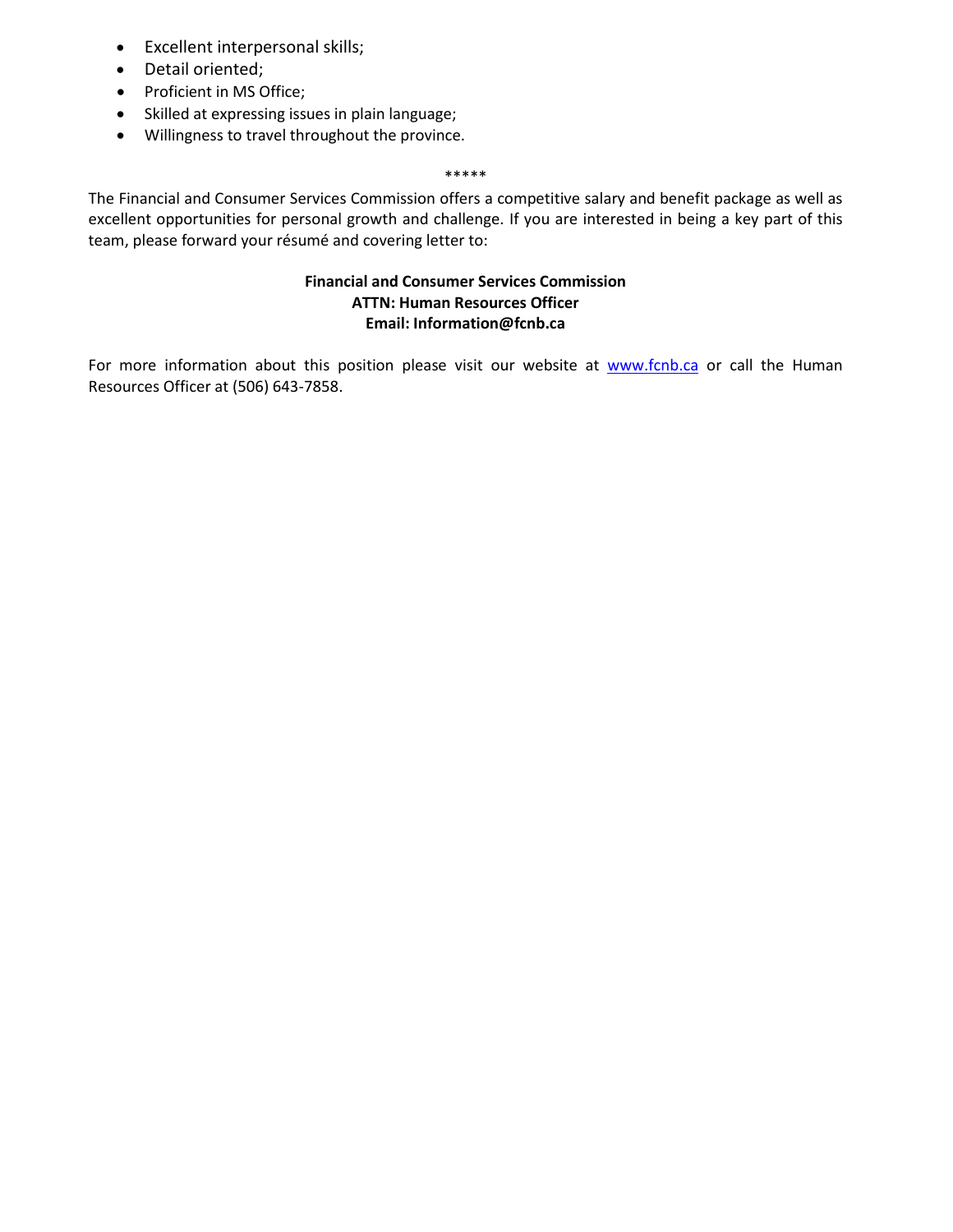- Excellent interpersonal skills;
- Detail oriented;
- Proficient in MS Office;
- Skilled at expressing issues in plain language;
- Willingness to travel throughout the province.

*****

The Financial and Consumer Services Commission offers a competitive salary and benefit package as well as excellent opportunities for personal growth and challenge. If you are interested in being a key part of this team, please forward your résumé and covering letter to:

**Financial and Consumer Services Commission**
**ATTN: Human Resources Officer**
**Email: Information@fcnb.ca**

For more information about this position please visit our website at [www.fcnb.ca](http://www.fcnb.ca) or call the Human Resources Officer at (506) 643-7858.